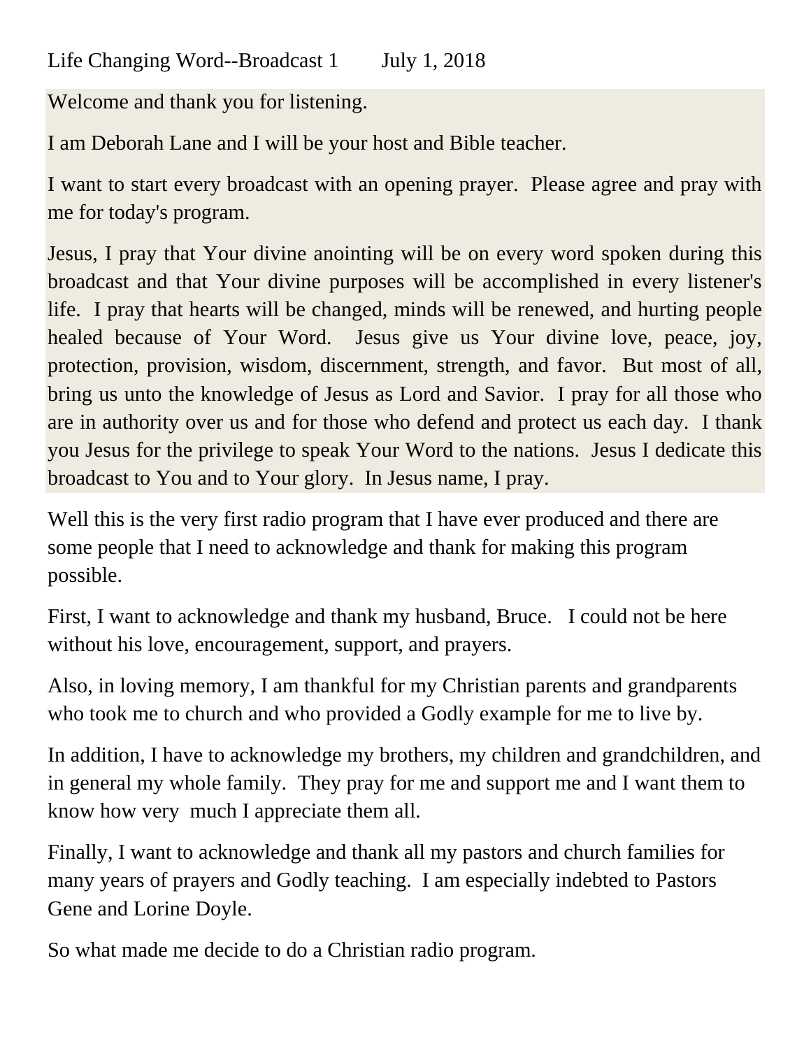Life Changing Word--Broadcast 1        July 1, 2018

Welcome and thank you for listening.

I am Deborah Lane and I will be your host and Bible teacher.

I want to start every broadcast with an opening prayer.  Please agree and pray with me for today's program.

Jesus, I pray that Your divine anointing will be on every word spoken during this broadcast and that Your divine purposes will be accomplished in every listener's life.  I pray that hearts will be changed, minds will be renewed, and hurting people healed because of Your Word.  Jesus give us Your divine love, peace, joy, protection, provision, wisdom, discernment, strength, and favor.  But most of all, bring us unto the knowledge of Jesus as Lord and Savior.  I pray for all those who are in authority over us and for those who defend and protect us each day.  I thank you Jesus for the privilege to speak Your Word to the nations.  Jesus I dedicate this broadcast to You and to Your glory.  In Jesus name, I pray.

Well this is the very first radio program that I have ever produced and there are some people that I need to acknowledge and thank for making this program possible.

First, I want to acknowledge and thank my husband, Bruce.   I could not be here without his love, encouragement, support, and prayers.

Also, in loving memory, I am thankful for my Christian parents and grandparents who took me to church and who provided a Godly example for me to live by.

In addition, I have to acknowledge my brothers, my children and grandchildren, and in general my whole family.  They pray for me and support me and I want them to know how very  much I appreciate them all.

Finally, I want to acknowledge and thank all my pastors and church families for many years of prayers and Godly teaching.  I am especially indebted to Pastors Gene and Lorine Doyle.

So what made me decide to do a Christian radio program.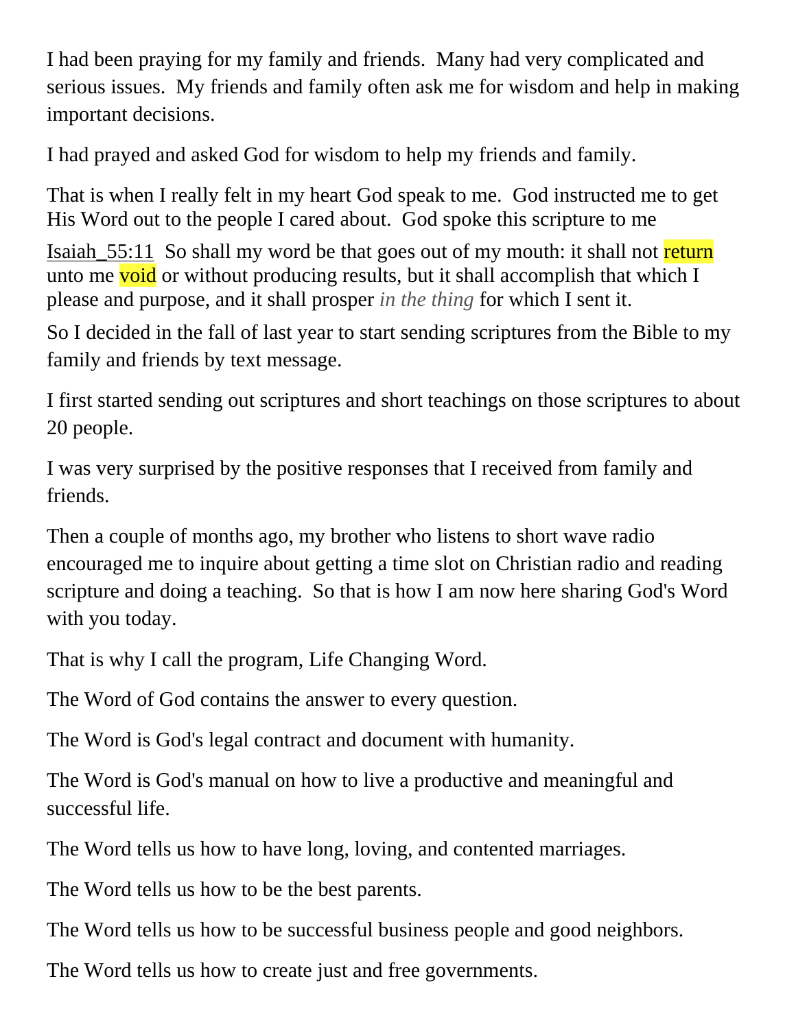I had been praying for my family and friends.  Many had very complicated and serious issues.  My friends and family often ask me for wisdom and help in making important decisions.

I had prayed and asked God for wisdom to help my friends and family.

That is when I really felt in my heart God speak to me.  God instructed me to get His Word out to the people I cared about.  God spoke this scripture to me

Isaiah_55:11  So shall my word be that goes out of my mouth: it shall not return unto me void or without producing results, but it shall accomplish that which I please and purpose, and it shall prosper *in the thing* for which I sent it.

So I decided in the fall of last year to start sending scriptures from the Bible to my family and friends by text message.

I first started sending out scriptures and short teachings on those scriptures to about 20 people.

I was very surprised by the positive responses that I received from family and friends.

Then a couple of months ago, my brother who listens to short wave radio encouraged me to inquire about getting a time slot on Christian radio and reading scripture and doing a teaching.  So that is how I am now here sharing God's Word with you today.

That is why I call the program, Life Changing Word.

The Word of God contains the answer to every question.

The Word is God's legal contract and document with humanity.

The Word is God's manual on how to live a productive and meaningful and successful life.

The Word tells us how to have long, loving, and contented marriages.

The Word tells us how to be the best parents.

The Word tells us how to be successful business people and good neighbors.

The Word tells us how to create just and free governments.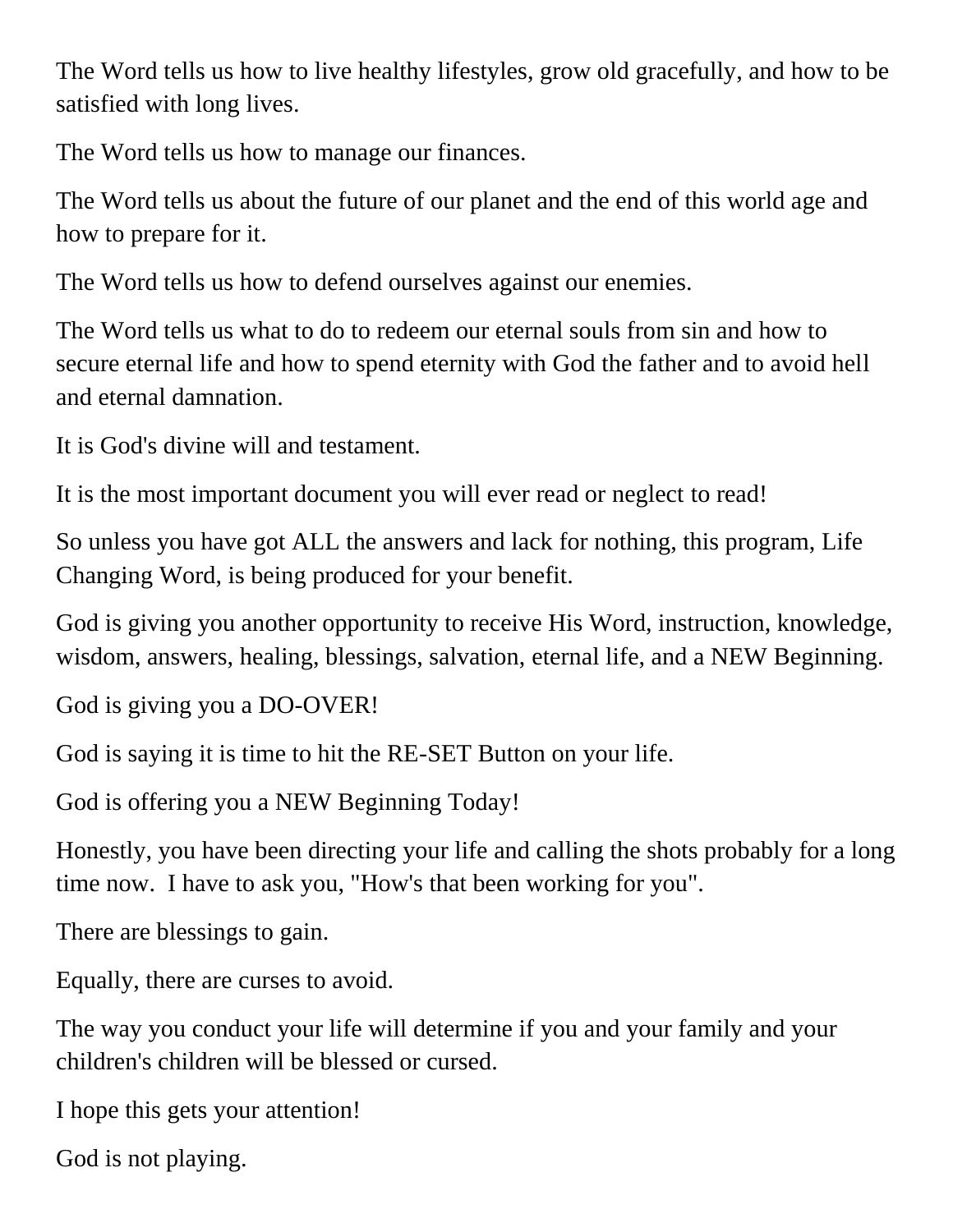The Word tells us how to live healthy lifestyles, grow old gracefully, and how to be satisfied with long lives.

The Word tells us how to manage our finances.

The Word tells us about the future of our planet and the end of this world age and how to prepare for it.

The Word tells us how to defend ourselves against our enemies.

The Word tells us what to do to redeem our eternal souls from sin and how to secure eternal life and how to spend eternity with God the father and to avoid hell and eternal damnation.

It is God's divine will and testament.

It is the most important document you will ever read or neglect to read!

So unless you have got ALL the answers and lack for nothing, this program, Life Changing Word, is being produced for your benefit.

God is giving you another opportunity to receive His Word, instruction, knowledge, wisdom, answers, healing, blessings, salvation, eternal life, and a NEW Beginning.

God is giving you a DO-OVER!

God is saying it is time to hit the RE-SET Button on your life.

God is offering you a NEW Beginning Today!

Honestly, you have been directing your life and calling the shots probably for a long time now. I have to ask you, "How's that been working for you".

There are blessings to gain.

Equally, there are curses to avoid.

The way you conduct your life will determine if you and your family and your children's children will be blessed or cursed.

I hope this gets your attention!

God is not playing.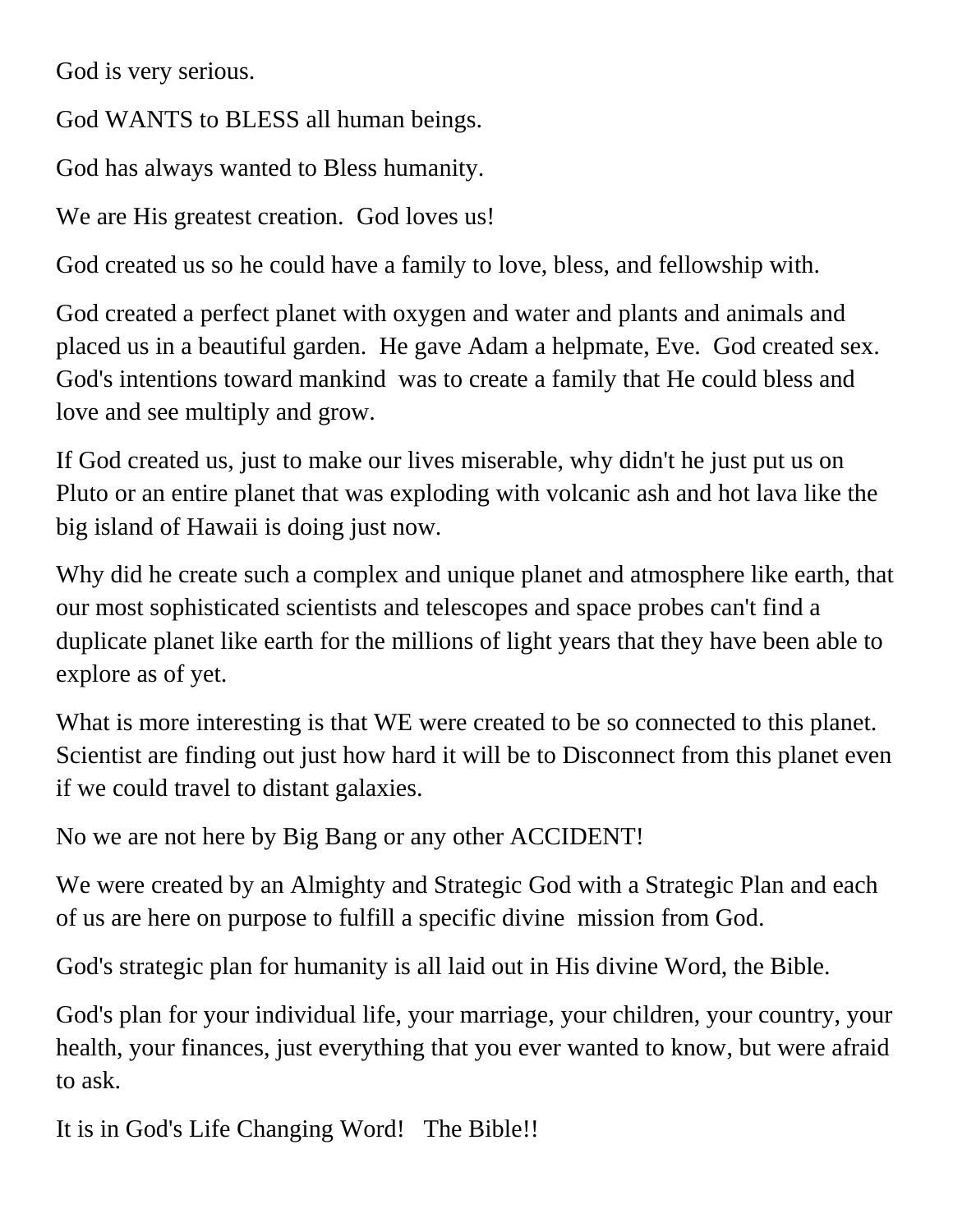God is very serious.

God WANTS to BLESS all human beings.

God has always wanted to Bless humanity.

We are His greatest creation.  God loves us!

God created us so he could have a family to love, bless, and fellowship with.

God created a perfect planet with oxygen and water and plants and animals and placed us in a beautiful garden.  He gave Adam a helpmate, Eve.  God created sex. God's intentions toward mankind  was to create a family that He could bless and love and see multiply and grow.

If God created us, just to make our lives miserable, why didn't he just put us on Pluto or an entire planet that was exploding with volcanic ash and hot lava like the big island of Hawaii is doing just now.

Why did he create such a complex and unique planet and atmosphere like earth, that our most sophisticated scientists and telescopes and space probes can't find a duplicate planet like earth for the millions of light years that they have been able to explore as of yet.

What is more interesting is that WE were created to be so connected to this planet. Scientist are finding out just how hard it will be to Disconnect from this planet even if we could travel to distant galaxies.

No we are not here by Big Bang or any other ACCIDENT!

We were created by an Almighty and Strategic God with a Strategic Plan and each of us are here on purpose to fulfill a specific divine  mission from God.

God's strategic plan for humanity is all laid out in His divine Word, the Bible.

God's plan for your individual life, your marriage, your children, your country, your health, your finances, just everything that you ever wanted to know, but were afraid to ask.

It is in God's Life Changing Word!   The Bible!!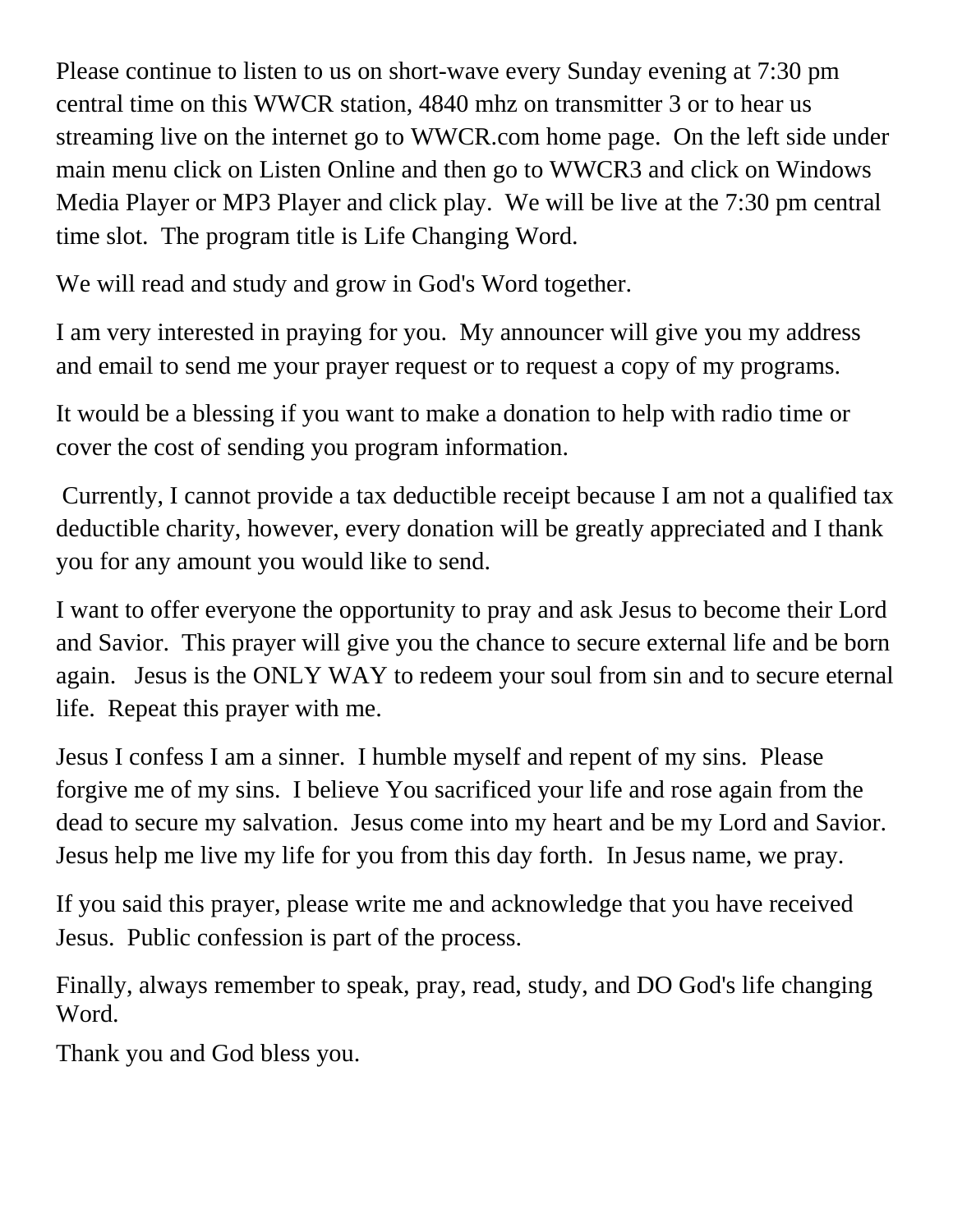Please continue to listen to us on short-wave every Sunday evening at 7:30 pm central time on this WWCR station, 4840 mhz on transmitter 3 or to hear us streaming live on the internet go to WWCR.com home page. On the left side under main menu click on Listen Online and then go to WWCR3 and click on Windows Media Player or MP3 Player and click play. We will be live at the 7:30 pm central time slot. The program title is Life Changing Word.

We will read and study and grow in God's Word together.

I am very interested in praying for you. My announcer will give you my address and email to send me your prayer request or to request a copy of my programs.

It would be a blessing if you want to make a donation to help with radio time or cover the cost of sending you program information.

Currently, I cannot provide a tax deductible receipt because I am not a qualified tax deductible charity, however, every donation will be greatly appreciated and I thank you for any amount you would like to send.

I want to offer everyone the opportunity to pray and ask Jesus to become their Lord and Savior. This prayer will give you the chance to secure external life and be born again. Jesus is the ONLY WAY to redeem your soul from sin and to secure eternal life. Repeat this prayer with me.

Jesus I confess I am a sinner. I humble myself and repent of my sins. Please forgive me of my sins. I believe You sacrificed your life and rose again from the dead to secure my salvation. Jesus come into my heart and be my Lord and Savior. Jesus help me live my life for you from this day forth. In Jesus name, we pray.

If you said this prayer, please write me and acknowledge that you have received Jesus. Public confession is part of the process.

Finally, always remember to speak, pray, read, study, and DO God's life changing Word.

Thank you and God bless you.